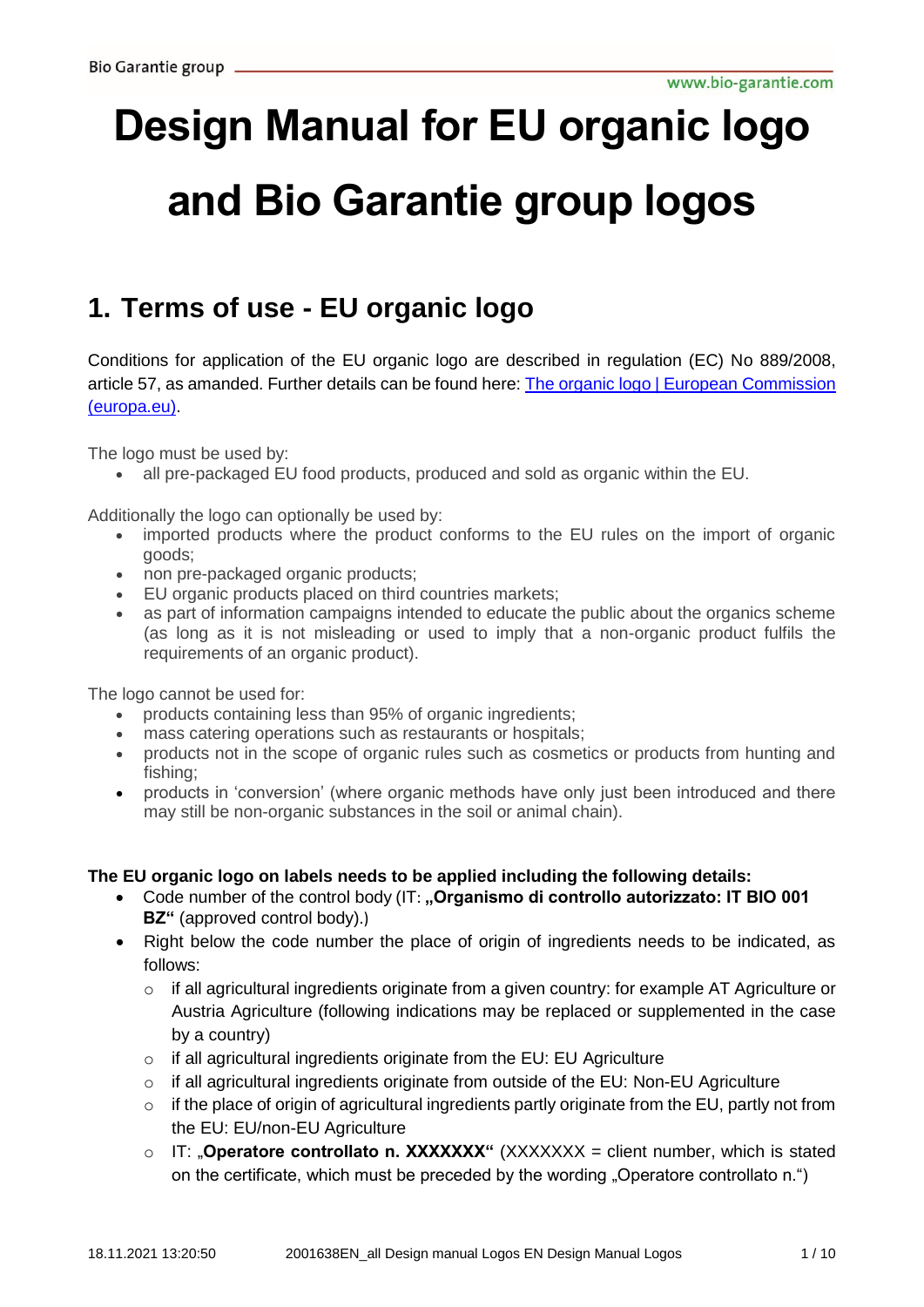# Design Manual for EU organic logo and Bio Garantie group logos

## 1. Terms of use - EU organic logo

Conditions for application of the EU organic logo are described in regulation (EC) No 889/2008, article 57, as amanded. Further details can be found here: [The organic logo | European Commission (europa.eu)](https://ec.europa.eu).

The logo must be used by:

- all pre-packaged EU food products, produced and sold as organic within the EU.

Additionally the logo can optionally be used by:

- imported products where the product conforms to the EU rules on the import of organic goods;
- non pre-packaged organic products;
- EU organic products placed on third countries markets;
- as part of information campaigns intended to educate the public about the organics scheme (as long as it is not misleading or used to imply that a non-organic product fulfils the requirements of an organic product).

The logo cannot be used for:

- products containing less than 95% of organic ingredients;
- mass catering operations such as restaurants or hospitals;
- products not in the scope of organic rules such as cosmetics or products from hunting and fishing;
- products in 'conversion' (where organic methods have only just been introduced and there may still be non-organic substances in the soil or animal chain).

**The EU organic logo on labels needs to be applied including the following details:**

- Code number of the control body (IT: **„Organismo di controllo autorizzato: IT BIO 001 BZ"** (approved control body).)
- Right below the code number the place of origin of ingredients needs to be indicated, as follows:
  - if all agricultural ingredients originate from a given country: for example AT Agriculture or Austria Agriculture (following indications may be replaced or supplemented in the case by a country)
  - if all agricultural ingredients originate from the EU: EU Agriculture
  - if all agricultural ingredients originate from outside of the EU: Non-EU Agriculture
  - if the place of origin of agricultural ingredients partly originate from the EU, partly not from the EU: EU/non-EU Agriculture
  - IT: „**Operatore controllato n. XXXXXXX**" (XXXXXXX = client number, which is stated on the certificate, which must be preceded by the wording „Operatore controllato n.")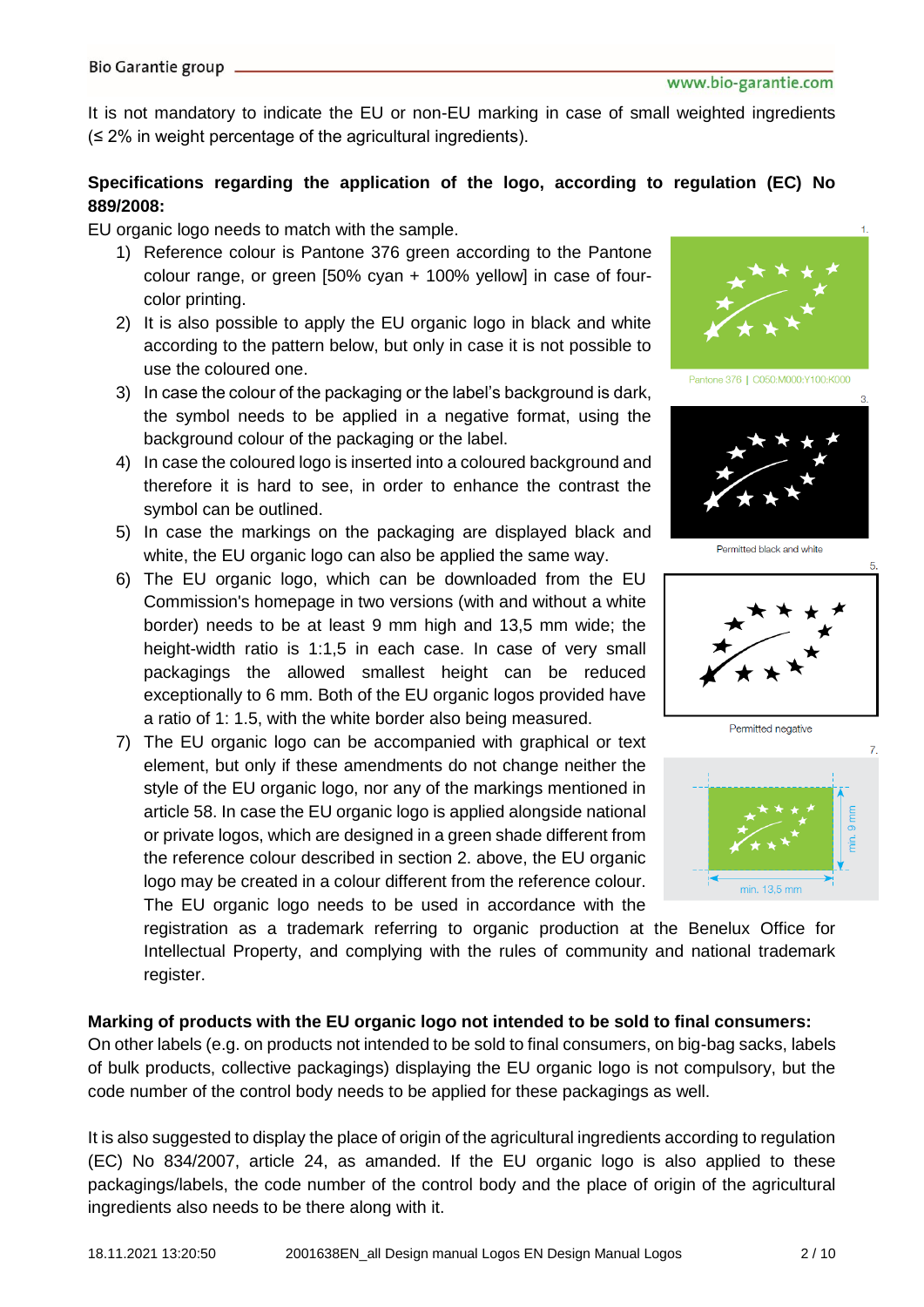It is not mandatory to indicate the EU or non-EU marking in case of small weighted ingredients (≤ 2% in weight percentage of the agricultural ingredients).

**Specifications regarding the application of the logo, according to regulation (EC) No 889/2008:**

EU organic logo needs to match with the sample.

1) Reference colour is Pantone 376 green according to the Pantone colour range, or green [50% cyan + 100% yellow] in case of four-color printing.
2) It is also possible to apply the EU organic logo in black and white according to the pattern below, but only in case it is not possible to use the coloured one.
3) In case the colour of the packaging or the label's background is dark, the symbol needs to be applied in a negative format, using the background colour of the packaging or the label.
4) In case the coloured logo is inserted into a coloured background and therefore it is hard to see, in order to enhance the contrast the symbol can be outlined.
5) In case the markings on the packaging are displayed black and white, the EU organic logo can also be applied the same way.
6) The EU organic logo, which can be downloaded from the EU Commission's homepage in two versions (with and without a white border) needs to be at least 9 mm high and 13,5 mm wide; the height-width ratio is 1:1,5 in each case. In case of very small packagings the allowed smallest height can be reduced exceptionally to 6 mm. Both of the EU organic logos provided have a ratio of 1: 1.5, with the white border also being measured.
7) The EU organic logo can be accompanied with graphical or text element, but only if these amendments do not change neither the style of the EU organic logo, nor any of the markings mentioned in article 58. In case the EU organic logo is applied alongside national or private logos, which are designed in a green shade different from the reference colour described in section 2. above, the EU organic logo may be created in a colour different from the reference colour. The EU organic logo needs to be used in accordance with the registration as a trademark referring to organic production at the Benelux Office for Intellectual Property, and complying with the rules of community and national trademark register.

1\.

Pantone 376 | C050:M000:Y100:K000

3\.

Permitted black and white

5\.

Permitted negative

7\.

min. 9 mm

min. 13,5 mm

**Marking of products with the EU organic logo not intended to be sold to final consumers:**

On other labels (e.g. on products not intended to be sold to final consumers, on big-bag sacks, labels of bulk products, collective packagings) displaying the EU organic logo is not compulsory, but the code number of the control body needs to be applied for these packagings as well.

It is also suggested to display the place of origin of the agricultural ingredients according to regulation (EC) No 834/2007, article 24, as amanded. If the EU organic logo is also applied to these packagings/labels, the code number of the control body and the place of origin of the agricultural ingredients also needs to be there along with it.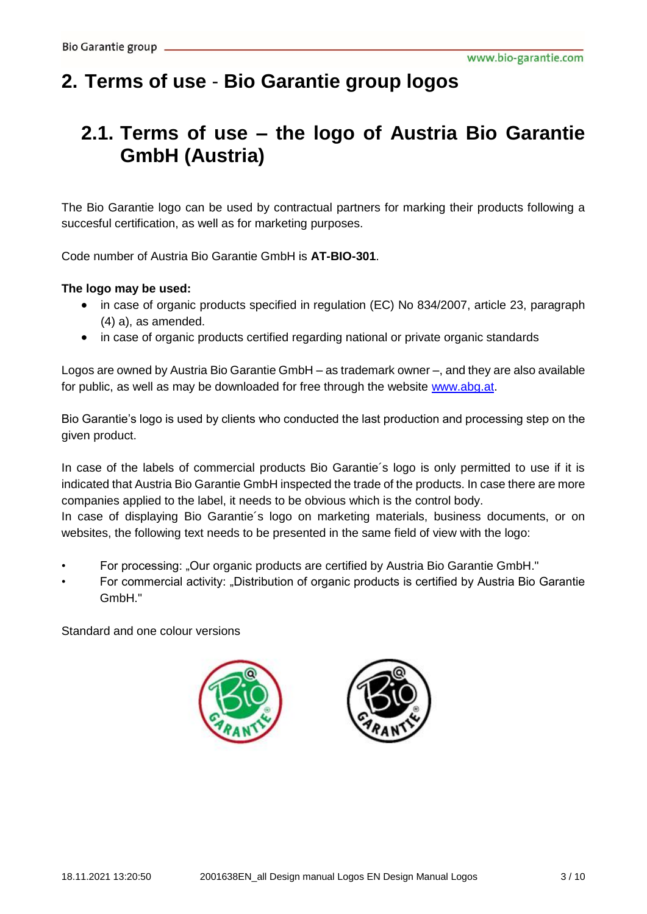# 2. Terms of use - Bio Garantie group logos

## 2.1. Terms of use – the logo of Austria Bio Garantie GmbH (Austria)

The Bio Garantie logo can be used by contractual partners for marking their products following a succesful certification, as well as for marketing purposes.

Code number of Austria Bio Garantie GmbH is **AT-BIO-301**.

**The logo may be used:**

- in case of organic products specified in regulation (EC) No 834/2007, article 23, paragraph (4) a), as amended.
- in case of organic products certified regarding national or private organic standards

Logos are owned by Austria Bio Garantie GmbH – as trademark owner –, and they are also available for public, as well as may be downloaded for free through the website [www.abg.at](www.abg.at).

Bio Garantie's logo is used by clients who conducted the last production and processing step on the given product.

In case of the labels of commercial products Bio Garantie´s logo is only permitted to use if it is indicated that Austria Bio Garantie GmbH inspected the trade of the products. In case there are more companies applied to the label, it needs to be obvious which is the control body.
In case of displaying Bio Garantie´s logo on marketing materials, business documents, or on websites, the following text needs to be presented in the same field of view with the logo:

- For processing: „Our organic products are certified by Austria Bio Garantie GmbH."
- For commercial activity: „Distribution of organic products is certified by Austria Bio Garantie GmbH."

Standard and one colour versions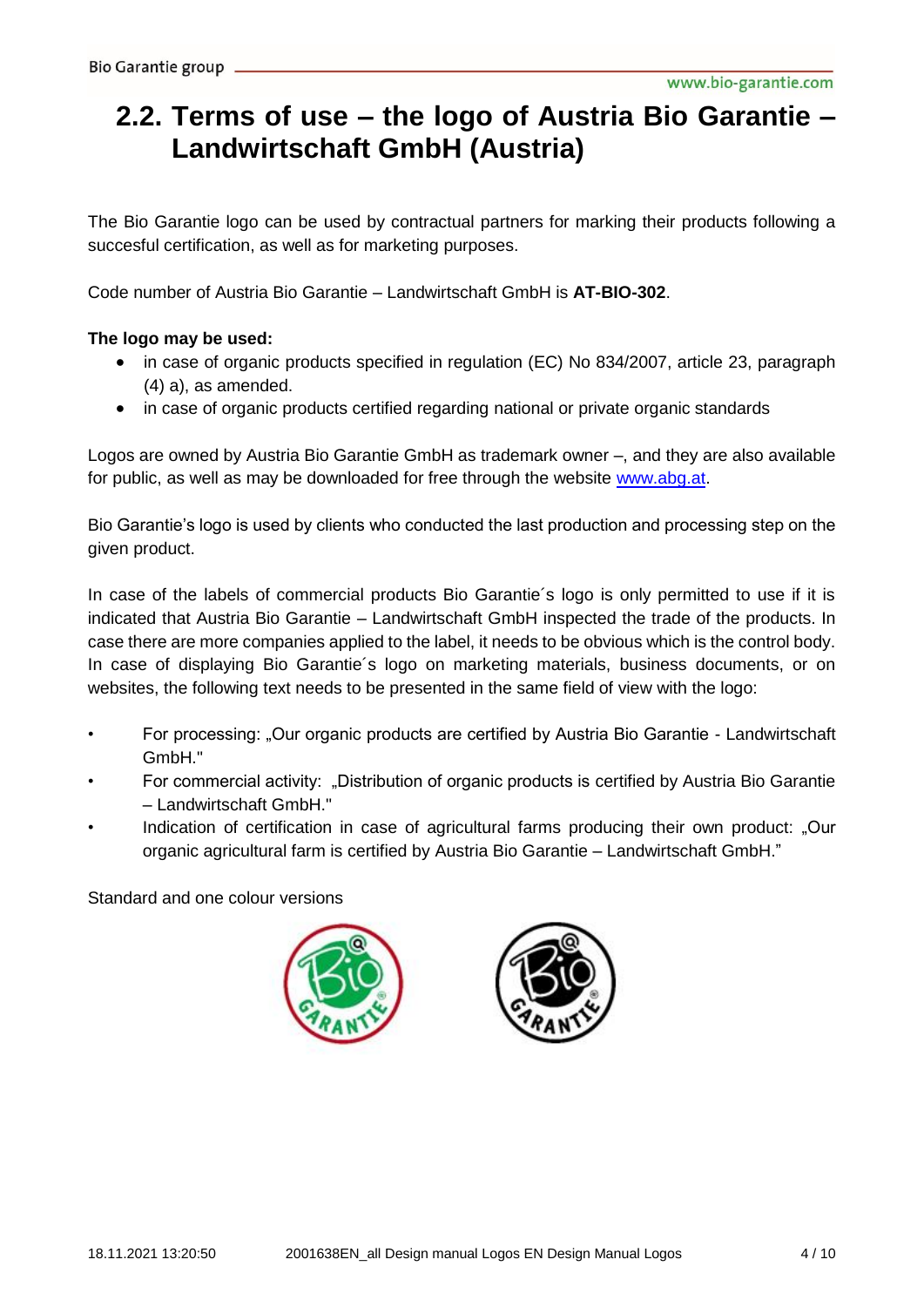## 2.2. Terms of use – the logo of Austria Bio Garantie – Landwirtschaft GmbH (Austria)

The Bio Garantie logo can be used by contractual partners for marking their products following a succesful certification, as well as for marketing purposes.

Code number of Austria Bio Garantie – Landwirtschaft GmbH is **AT-BIO-302**.

**The logo may be used:**

- in case of organic products specified in regulation (EC) No 834/2007, article 23, paragraph (4) a), as amended.
- in case of organic products certified regarding national or private organic standards

Logos are owned by Austria Bio Garantie GmbH as trademark owner –, and they are also available for public, as well as may be downloaded for free through the website www.abg.at.

Bio Garantie's logo is used by clients who conducted the last production and processing step on the given product.

In case of the labels of commercial products Bio Garantie´s logo is only permitted to use if it is indicated that Austria Bio Garantie – Landwirtschaft GmbH inspected the trade of the products. In case there are more companies applied to the label, it needs to be obvious which is the control body. In case of displaying Bio Garantie´s logo on marketing materials, business documents, or on websites, the following text needs to be presented in the same field of view with the logo:

- For processing: „Our organic products are certified by Austria Bio Garantie - Landwirtschaft GmbH."
- For commercial activity: „Distribution of organic products is certified by Austria Bio Garantie – Landwirtschaft GmbH."
- Indication of certification in case of agricultural farms producing their own product: „Our organic agricultural farm is certified by Austria Bio Garantie – Landwirtschaft GmbH."

Standard and one colour versions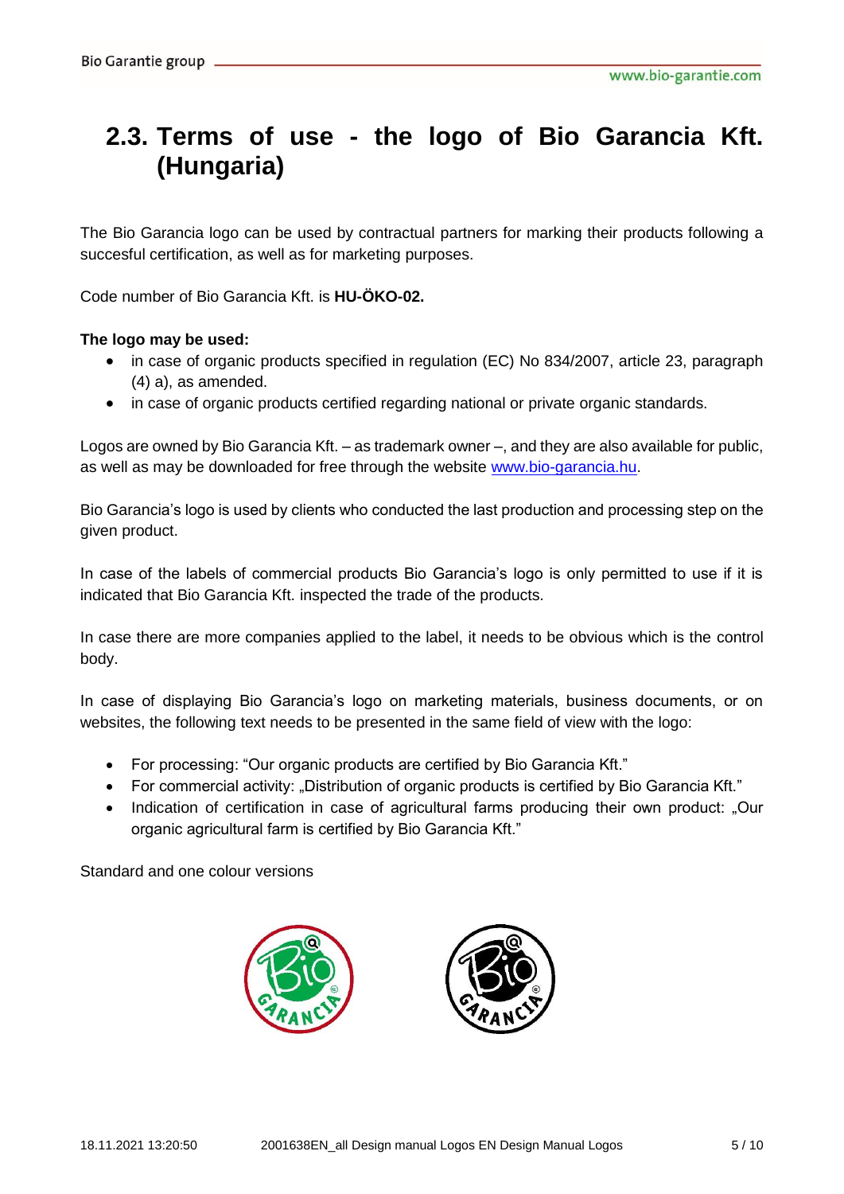## 2.3. Terms of use - the logo of Bio Garancia Kft. (Hungaria)

The Bio Garancia logo can be used by contractual partners for marking their products following a succesful certification, as well as for marketing purposes.

Code number of Bio Garancia Kft. is **HU-ÖKO-02.**

**The logo may be used:**

- in case of organic products specified in regulation (EC) No 834/2007, article 23, paragraph (4) a), as amended.
- in case of organic products certified regarding national or private organic standards.

Logos are owned by Bio Garancia Kft. – as trademark owner –, and they are also available for public, as well as may be downloaded for free through the website [www.bio-garancia.hu](www.bio-garancia.hu).

Bio Garancia's logo is used by clients who conducted the last production and processing step on the given product.

In case of the labels of commercial products Bio Garancia's logo is only permitted to use if it is indicated that Bio Garancia Kft. inspected the trade of the products.

In case there are more companies applied to the label, it needs to be obvious which is the control body.

In case of displaying Bio Garancia's logo on marketing materials, business documents, or on websites, the following text needs to be presented in the same field of view with the logo:

- For processing: "Our organic products are certified by Bio Garancia Kft."
- For commercial activity: „Distribution of organic products is certified by Bio Garancia Kft."
- Indication of certification in case of agricultural farms producing their own product: „Our organic agricultural farm is certified by Bio Garancia Kft."

Standard and one colour versions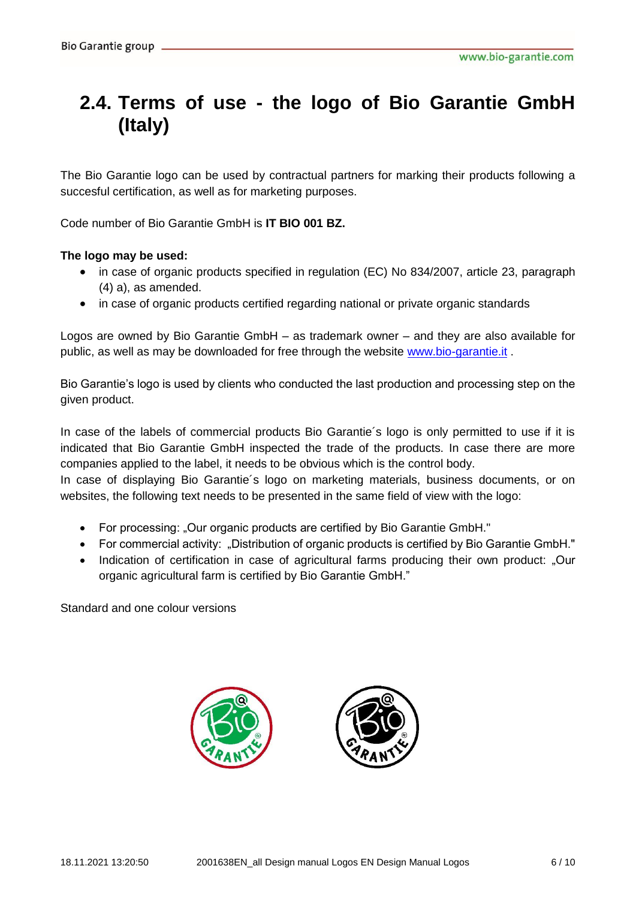## 2.4. Terms of use - the logo of Bio Garantie GmbH (Italy)

The Bio Garantie logo can be used by contractual partners for marking their products following a succesful certification, as well as for marketing purposes.

Code number of Bio Garantie GmbH is **IT BIO 001 BZ.**

**The logo may be used:**

- in case of organic products specified in regulation (EC) No 834/2007, article 23, paragraph (4) a), as amended.
- in case of organic products certified regarding national or private organic standards

Logos are owned by Bio Garantie GmbH – as trademark owner – and they are also available for public, as well as may be downloaded for free through the website www.bio-garantie.it .

Bio Garantie's logo is used by clients who conducted the last production and processing step on the given product.

In case of the labels of commercial products Bio Garantie´s logo is only permitted to use if it is indicated that Bio Garantie GmbH inspected the trade of the products. In case there are more companies applied to the label, it needs to be obvious which is the control body.
In case of displaying Bio Garantie´s logo on marketing materials, business documents, or on websites, the following text needs to be presented in the same field of view with the logo:

- For processing: „Our organic products are certified by Bio Garantie GmbH."
- For commercial activity: „Distribution of organic products is certified by Bio Garantie GmbH."
- Indication of certification in case of agricultural farms producing their own product: „Our organic agricultural farm is certified by Bio Garantie GmbH."

Standard and one colour versions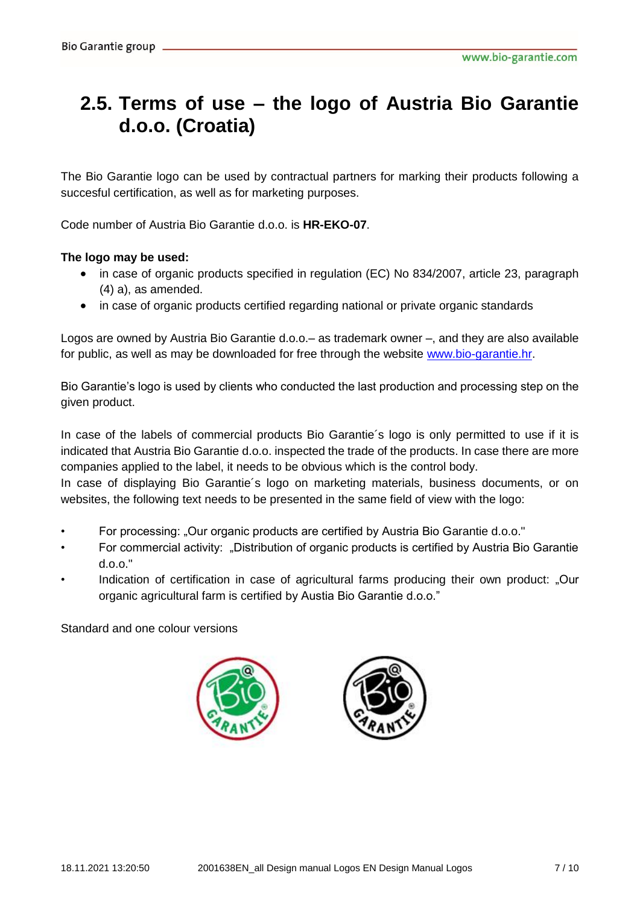## 2.5. Terms of use – the logo of Austria Bio Garantie d.o.o. (Croatia)

The Bio Garantie logo can be used by contractual partners for marking their products following a succesful certification, as well as for marketing purposes.

Code number of Austria Bio Garantie d.o.o. is **HR-EKO-07**.

**The logo may be used:**

- in case of organic products specified in regulation (EC) No 834/2007, article 23, paragraph (4) a), as amended.
- in case of organic products certified regarding national or private organic standards

Logos are owned by Austria Bio Garantie d.o.o.– as trademark owner –, and they are also available for public, as well as may be downloaded for free through the website www.bio-garantie.hr.

Bio Garantie's logo is used by clients who conducted the last production and processing step on the given product.

In case of the labels of commercial products Bio Garantie´s logo is only permitted to use if it is indicated that Austria Bio Garantie d.o.o. inspected the trade of the products. In case there are more companies applied to the label, it needs to be obvious which is the control body.
In case of displaying Bio Garantie´s logo on marketing materials, business documents, or on websites, the following text needs to be presented in the same field of view with the logo:

- For processing: „Our organic products are certified by Austria Bio Garantie d.o.o."
- For commercial activity: „Distribution of organic products is certified by Austria Bio Garantie d.o.o."
- Indication of certification in case of agricultural farms producing their own product: „Our organic agricultural farm is certified by Austia Bio Garantie d.o.o."

Standard and one colour versions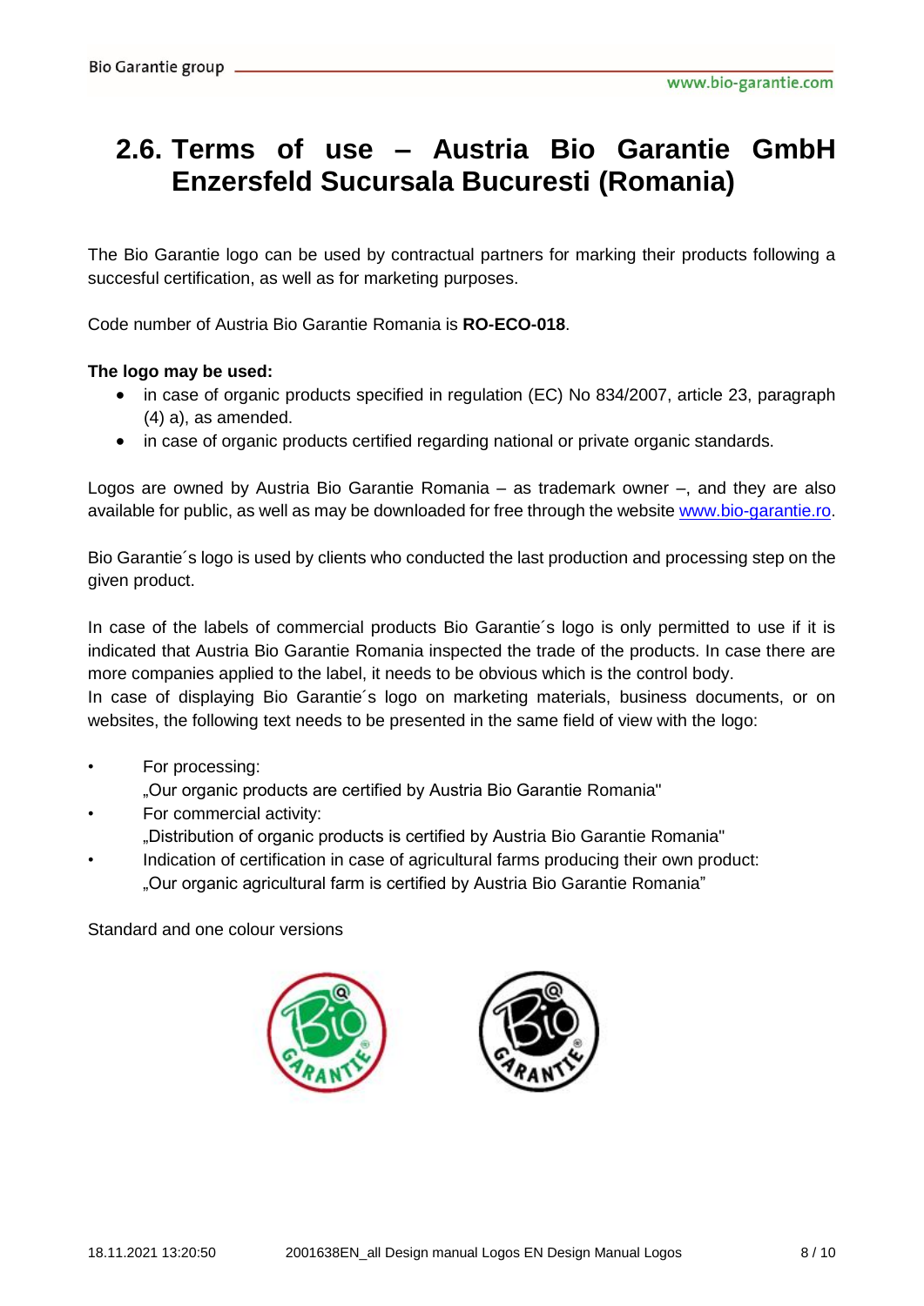## 2.6. Terms of use – Austria Bio Garantie GmbH Enzersfeld Sucursala Bucuresti (Romania)

The Bio Garantie logo can be used by contractual partners for marking their products following a succesful certification, as well as for marketing purposes.

Code number of Austria Bio Garantie Romania is **RO-ECO-018**.

**The logo may be used:**

- in case of organic products specified in regulation (EC) No 834/2007, article 23, paragraph (4) a), as amended.
- in case of organic products certified regarding national or private organic standards.

Logos are owned by Austria Bio Garantie Romania – as trademark owner –, and they are also available for public, as well as may be downloaded for free through the website www.bio-garantie.ro.

Bio Garantie´s logo is used by clients who conducted the last production and processing step on the given product.

In case of the labels of commercial products Bio Garantie´s logo is only permitted to use if it is indicated that Austria Bio Garantie Romania inspected the trade of the products. In case there are more companies applied to the label, it needs to be obvious which is the control body.
In case of displaying Bio Garantie´s logo on marketing materials, business documents, or on websites, the following text needs to be presented in the same field of view with the logo:

- For processing:
  „Our organic products are certified by Austria Bio Garantie Romania"
- For commercial activity:
  „Distribution of organic products is certified by Austria Bio Garantie Romania"
- Indication of certification in case of agricultural farms producing their own product:
  „Our organic agricultural farm is certified by Austria Bio Garantie Romania"

Standard and one colour versions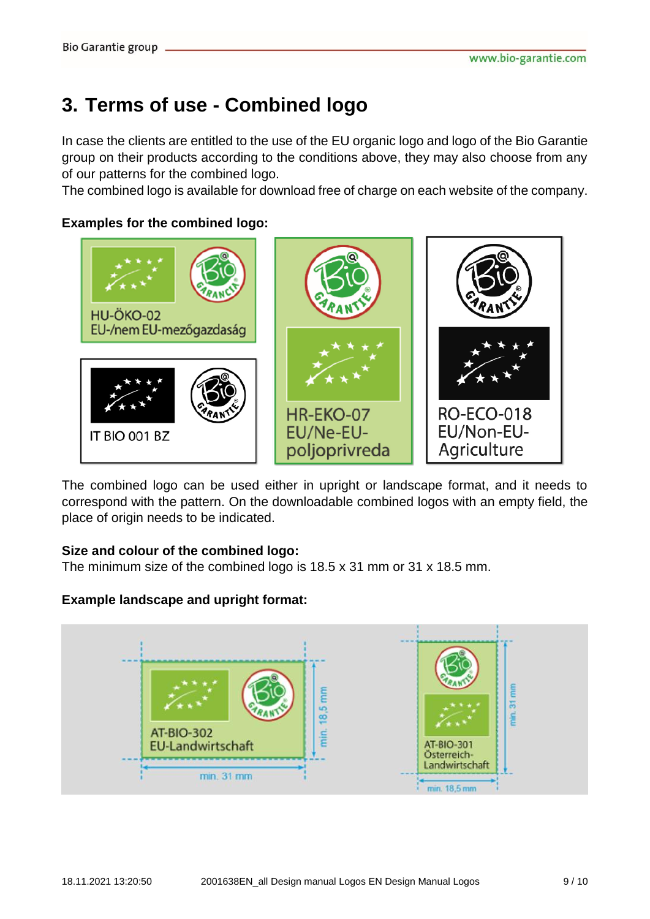# 3. Terms of use - Combined logo

In case the clients are entitled to the use of the EU organic logo and logo of the Bio Garantie group on their products according to the conditions above, they may also choose from any of our patterns for the combined logo.

The combined logo is available for download free of charge on each website of the company.

**Examples for the combined logo:**

HU-ÖKO-02
EU-/nem EU-mezőgazdaság

IT BIO 001 BZ

HR-EKO-07
EU/Ne-EU-poljoprivreda

RO-ECO-018
EU/Non-EU-Agriculture

The combined logo can be used either in upright or landscape format, and it needs to correspond with the pattern. On the downloadable combined logos with an empty field, the place of origin needs to be indicated.

**Size and colour of the combined logo:**

The minimum size of the combined logo is 18.5 x 31 mm or 31 x 18.5 mm.

**Example landscape and upright format:**

AT-BIO-302
EU-Landwirtschaft

min. 18,5 mm

min. 31 mm

AT-BIO-301
Österreich-Landwirtschaft

min. 31 mm

min. 18,5 mm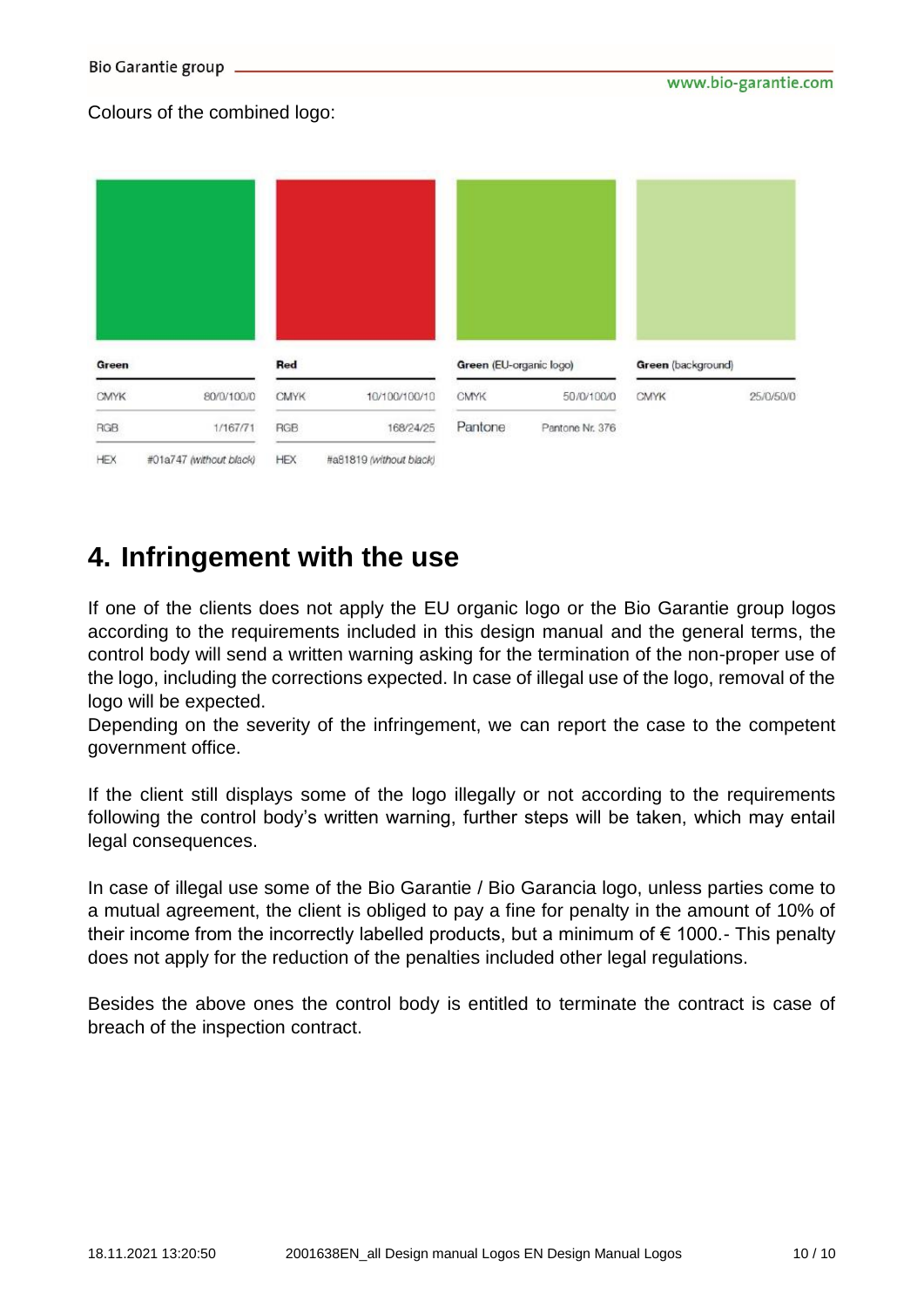Colours of the combined logo:

| Green | | Red | | Green (EU-organic logo) | | Green (background) | |
|---|---|---|---|---|---|---|---|
| CMYK | 80/0/100/0 | CMYK | 10/100/100/10 | CMYK | 50/0/100/0 | CMYK | 25/0/50/0 |
| RGB | 1/167/71 | RGB | 168/24/25 | Pantone | Pantone Nr. 376 | | |
| HEX | #01a747 *(without black)* | HEX | #a81819 *(without black)* | | | | |

# 4. Infringement with the use

If one of the clients does not apply the EU organic logo or the Bio Garantie group logos according to the requirements included in this design manual and the general terms, the control body will send a written warning asking for the termination of the non-proper use of the logo, including the corrections expected. In case of illegal use of the logo, removal of the logo will be expected.
Depending on the severity of the infringement, we can report the case to the competent government office.

If the client still displays some of the logo illegally or not according to the requirements following the control body's written warning, further steps will be taken, which may entail legal consequences.

In case of illegal use some of the Bio Garantie / Bio Garancia logo, unless parties come to a mutual agreement, the client is obliged to pay a fine for penalty in the amount of 10% of their income from the incorrectly labelled products, but a minimum of € 1000.- This penalty does not apply for the reduction of the penalties included other legal regulations.

Besides the above ones the control body is entitled to terminate the contract is case of breach of the inspection contract.